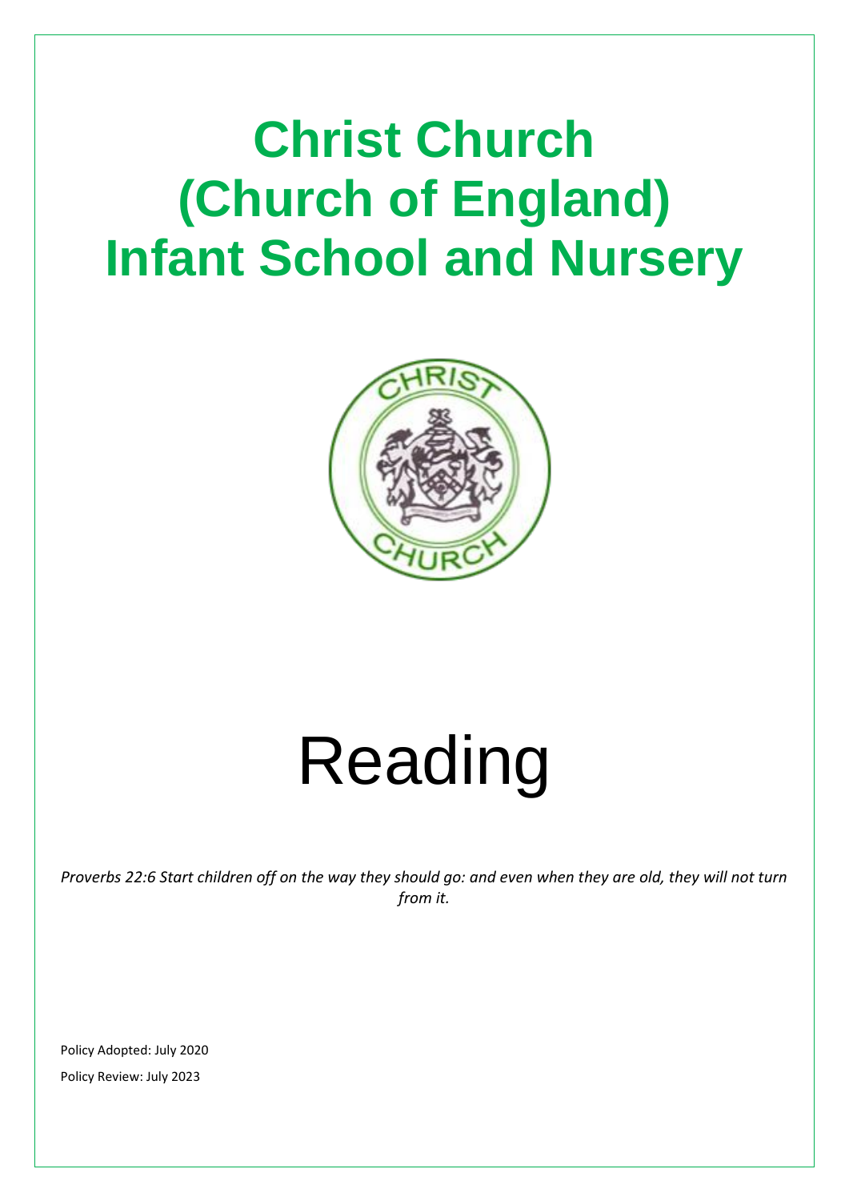# Christ Church (Church of England) Infant School and Nursery

# Reading

*Proverbs 22:6 Start children off on the way they should go: and even when they are old, they will not turn from it.*

Policy Adopted: July 2020

Policy Review: July 2023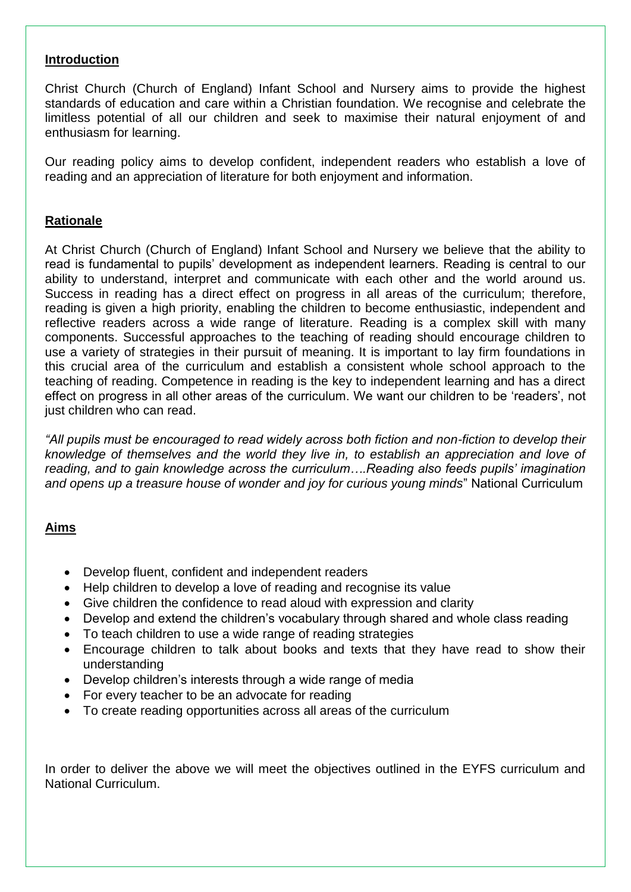## Introduction

Christ Church (Church of England) Infant School and Nursery aims to provide the highest standards of education and care within a Christian foundation. We recognise and celebrate the limitless potential of all our children and seek to maximise their natural enjoyment of and enthusiasm for learning.

Our reading policy aims to develop confident, independent readers who establish a love of reading and an appreciation of literature for both enjoyment and information.

## Rationale

At Christ Church (Church of England) Infant School and Nursery we believe that the ability to read is fundamental to pupils' development as independent learners. Reading is central to our ability to understand, interpret and communicate with each other and the world around us. Success in reading has a direct effect on progress in all areas of the curriculum; therefore, reading is given a high priority, enabling the children to become enthusiastic, independent and reflective readers across a wide range of literature. Reading is a complex skill with many components. Successful approaches to the teaching of reading should encourage children to use a variety of strategies in their pursuit of meaning. It is important to lay firm foundations in this crucial area of the curriculum and establish a consistent whole school approach to the teaching of reading. Competence in reading is the key to independent learning and has a direct effect on progress in all other areas of the curriculum. We want our children to be 'readers', not just children who can read.

*"All pupils must be encouraged to read widely across both fiction and non-fiction to develop their knowledge of themselves and the world they live in, to establish an appreciation and love of reading, and to gain knowledge across the curriculum….Reading also feeds pupils' imagination and opens up a treasure house of wonder and joy for curious young minds*" National Curriculum

## Aims

- Develop fluent, confident and independent readers
- Help children to develop a love of reading and recognise its value
- Give children the confidence to read aloud with expression and clarity
- Develop and extend the children's vocabulary through shared and whole class reading
- To teach children to use a wide range of reading strategies
- Encourage children to talk about books and texts that they have read to show their understanding
- Develop children's interests through a wide range of media
- For every teacher to be an advocate for reading
- To create reading opportunities across all areas of the curriculum

In order to deliver the above we will meet the objectives outlined in the EYFS curriculum and National Curriculum.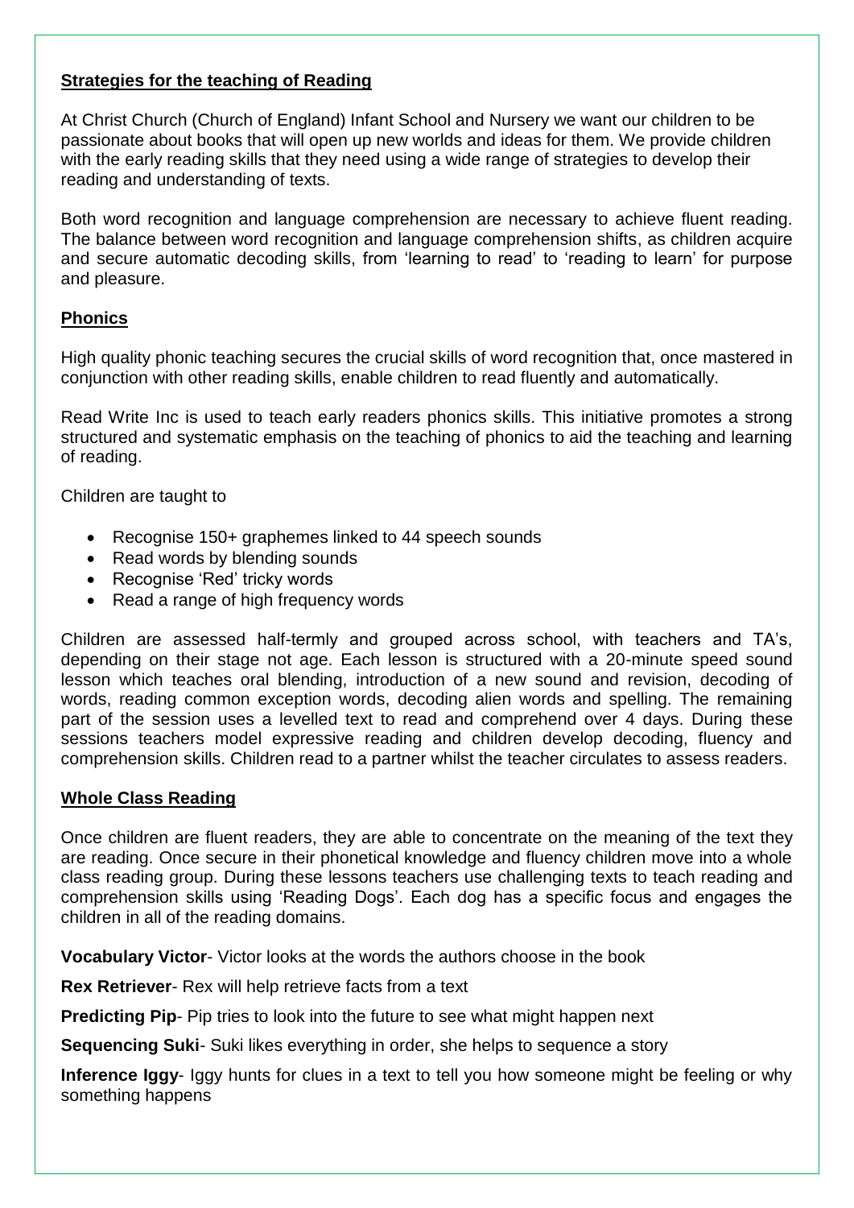## Strategies for the teaching of Reading

At Christ Church (Church of England) Infant School and Nursery we want our children to be passionate about books that will open up new worlds and ideas for them. We provide children with the early reading skills that they need using a wide range of strategies to develop their reading and understanding of texts.

Both word recognition and language comprehension are necessary to achieve fluent reading. The balance between word recognition and language comprehension shifts, as children acquire and secure automatic decoding skills, from 'learning to read' to 'reading to learn' for purpose and pleasure.

## Phonics

High quality phonic teaching secures the crucial skills of word recognition that, once mastered in conjunction with other reading skills, enable children to read fluently and automatically.

Read Write Inc is used to teach early readers phonics skills. This initiative promotes a strong structured and systematic emphasis on the teaching of phonics to aid the teaching and learning of reading.

Children are taught to

- Recognise 150+ graphemes linked to 44 speech sounds
- Read words by blending sounds
- Recognise 'Red' tricky words
- Read a range of high frequency words

Children are assessed half-termly and grouped across school, with teachers and TA's, depending on their stage not age. Each lesson is structured with a 20-minute speed sound lesson which teaches oral blending, introduction of a new sound and revision, decoding of words, reading common exception words, decoding alien words and spelling. The remaining part of the session uses a levelled text to read and comprehend over 4 days. During these sessions teachers model expressive reading and children develop decoding, fluency and comprehension skills. Children read to a partner whilst the teacher circulates to assess readers.

## Whole Class Reading

Once children are fluent readers, they are able to concentrate on the meaning of the text they are reading. Once secure in their phonetical knowledge and fluency children move into a whole class reading group. During these lessons teachers use challenging texts to teach reading and comprehension skills using 'Reading Dogs'. Each dog has a specific focus and engages the children in all of the reading domains.

**Vocabulary Victor**- Victor looks at the words the authors choose in the book

**Rex Retriever**- Rex will help retrieve facts from a text

**Predicting Pip**- Pip tries to look into the future to see what might happen next

**Sequencing Suki**- Suki likes everything in order, she helps to sequence a story

**Inference Iggy**- Iggy hunts for clues in a text to tell you how someone might be feeling or why something happens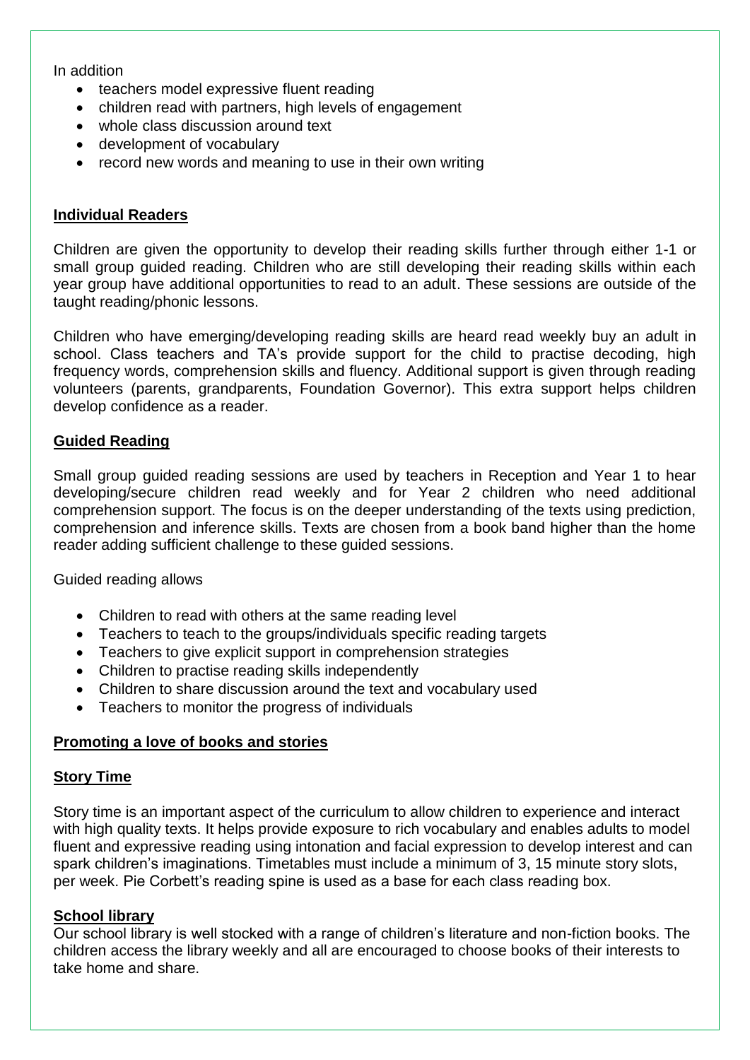In addition

- teachers model expressive fluent reading
- children read with partners, high levels of engagement
- whole class discussion around text
- development of vocabulary
- record new words and meaning to use in their own writing

## Individual Readers

Children are given the opportunity to develop their reading skills further through either 1-1 or small group guided reading. Children who are still developing their reading skills within each year group have additional opportunities to read to an adult. These sessions are outside of the taught reading/phonic lessons.

Children who have emerging/developing reading skills are heard read weekly buy an adult in school. Class teachers and TA's provide support for the child to practise decoding, high frequency words, comprehension skills and fluency. Additional support is given through reading volunteers (parents, grandparents, Foundation Governor). This extra support helps children develop confidence as a reader.

## Guided Reading

Small group guided reading sessions are used by teachers in Reception and Year 1 to hear developing/secure children read weekly and for Year 2 children who need additional comprehension support. The focus is on the deeper understanding of the texts using prediction, comprehension and inference skills. Texts are chosen from a book band higher than the home reader adding sufficient challenge to these guided sessions.

Guided reading allows

- Children to read with others at the same reading level
- Teachers to teach to the groups/individuals specific reading targets
- Teachers to give explicit support in comprehension strategies
- Children to practise reading skills independently
- Children to share discussion around the text and vocabulary used
- Teachers to monitor the progress of individuals

## Promoting a love of books and stories

### Story Time

Story time is an important aspect of the curriculum to allow children to experience and interact with high quality texts. It helps provide exposure to rich vocabulary and enables adults to model fluent and expressive reading using intonation and facial expression to develop interest and can spark children's imaginations. Timetables must include a minimum of 3, 15 minute story slots, per week. Pie Corbett's reading spine is used as a base for each class reading box.

### School library

Our school library is well stocked with a range of children's literature and non-fiction books. The children access the library weekly and all are encouraged to choose books of their interests to take home and share.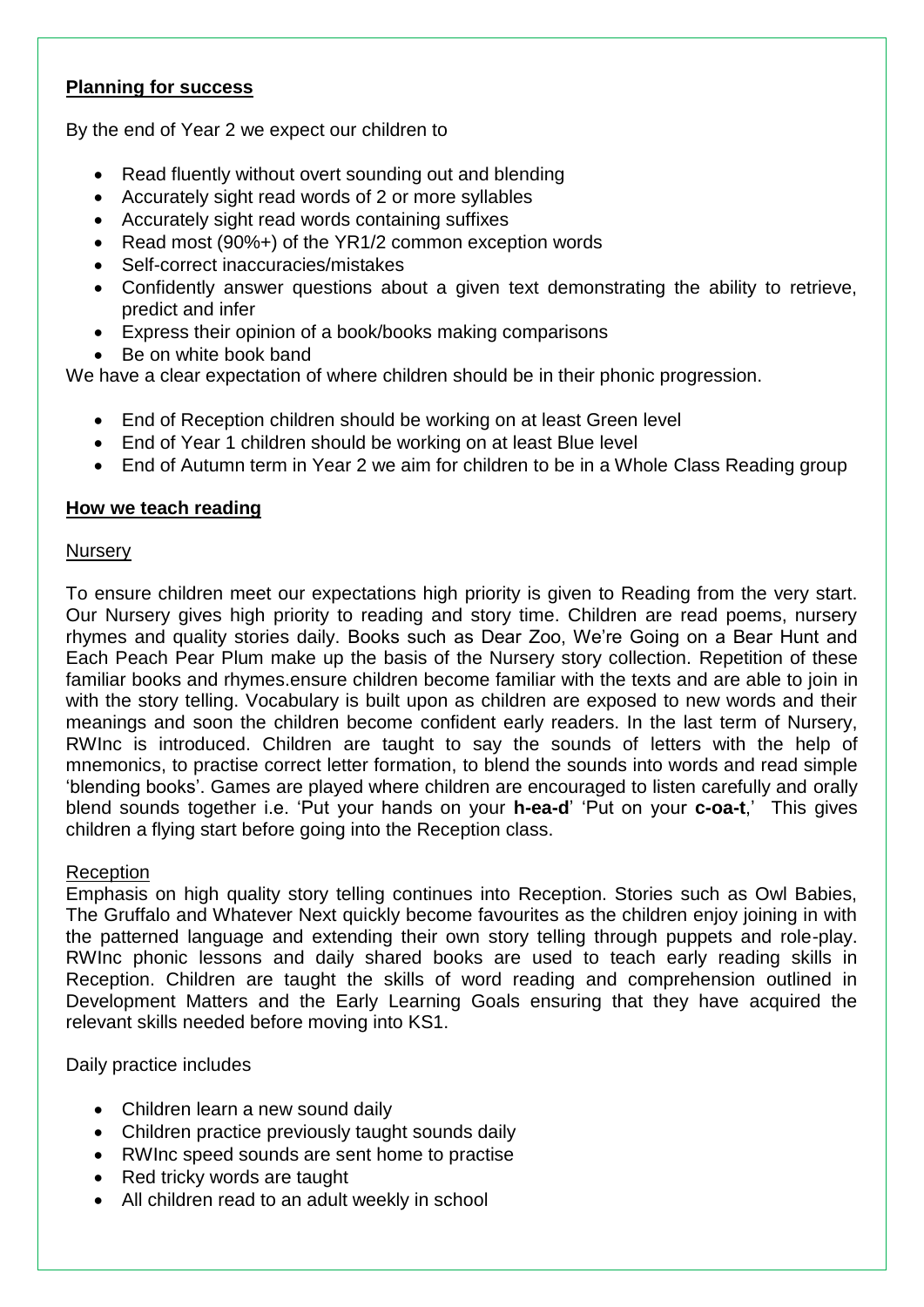## Planning for success

By the end of Year 2 we expect our children to

- Read fluently without overt sounding out and blending
- Accurately sight read words of 2 or more syllables
- Accurately sight read words containing suffixes
- Read most (90%+) of the YR1/2 common exception words
- Self-correct inaccuracies/mistakes
- Confidently answer questions about a given text demonstrating the ability to retrieve, predict and infer
- Express their opinion of a book/books making comparisons
- Be on white book band

We have a clear expectation of where children should be in their phonic progression.

- End of Reception children should be working on at least Green level
- End of Year 1 children should be working on at least Blue level
- End of Autumn term in Year 2 we aim for children to be in a Whole Class Reading group

## How we teach reading

### Nursery

To ensure children meet our expectations high priority is given to Reading from the very start. Our Nursery gives high priority to reading and story time. Children are read poems, nursery rhymes and quality stories daily. Books such as Dear Zoo, We're Going on a Bear Hunt and Each Peach Pear Plum make up the basis of the Nursery story collection. Repetition of these familiar books and rhymes.ensure children become familiar with the texts and are able to join in with the story telling. Vocabulary is built upon as children are exposed to new words and their meanings and soon the children become confident early readers. In the last term of Nursery, RWInc is introduced. Children are taught to say the sounds of letters with the help of mnemonics, to practise correct letter formation, to blend the sounds into words and read simple 'blending books'. Games are played where children are encouraged to listen carefully and orally blend sounds together i.e. 'Put your hands on your **h-ea-d**' 'Put on your **c-oa-t**,' This gives children a flying start before going into the Reception class.

### Reception

Emphasis on high quality story telling continues into Reception. Stories such as Owl Babies, The Gruffalo and Whatever Next quickly become favourites as the children enjoy joining in with the patterned language and extending their own story telling through puppets and role-play. RWInc phonic lessons and daily shared books are used to teach early reading skills in Reception. Children are taught the skills of word reading and comprehension outlined in Development Matters and the Early Learning Goals ensuring that they have acquired the relevant skills needed before moving into KS1.

Daily practice includes

- Children learn a new sound daily
- Children practice previously taught sounds daily
- RWInc speed sounds are sent home to practise
- Red tricky words are taught
- All children read to an adult weekly in school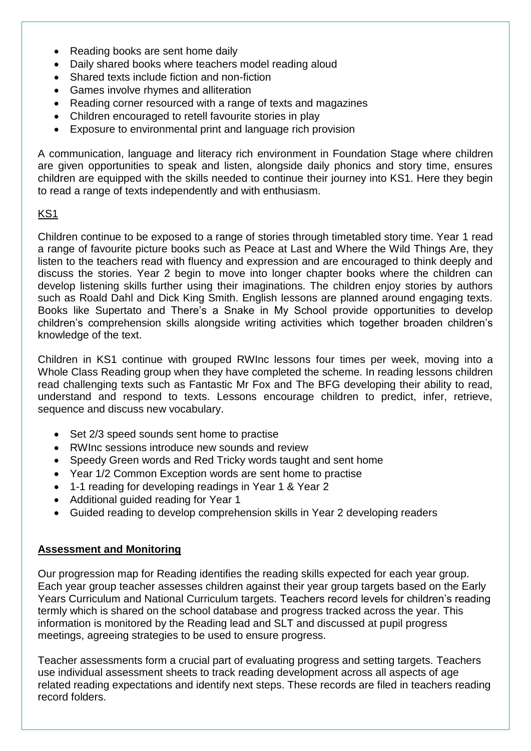- Reading books are sent home daily
- Daily shared books where teachers model reading aloud
- Shared texts include fiction and non-fiction
- Games involve rhymes and alliteration
- Reading corner resourced with a range of texts and magazines
- Children encouraged to retell favourite stories in play
- Exposure to environmental print and language rich provision

A communication, language and literacy rich environment in Foundation Stage where children are given opportunities to speak and listen, alongside daily phonics and story time, ensures children are equipped with the skills needed to continue their journey into KS1. Here they begin to read a range of texts independently and with enthusiasm.

KS1

Children continue to be exposed to a range of stories through timetabled story time. Year 1 read a range of favourite picture books such as Peace at Last and Where the Wild Things Are, they listen to the teachers read with fluency and expression and are encouraged to think deeply and discuss the stories. Year 2 begin to move into longer chapter books where the children can develop listening skills further using their imaginations. The children enjoy stories by authors such as Roald Dahl and Dick King Smith. English lessons are planned around engaging texts. Books like Supertato and There's a Snake in My School provide opportunities to develop children's comprehension skills alongside writing activities which together broaden children's knowledge of the text.

Children in KS1 continue with grouped RWInc lessons four times per week, moving into a Whole Class Reading group when they have completed the scheme. In reading lessons children read challenging texts such as Fantastic Mr Fox and The BFG developing their ability to read, understand and respond to texts. Lessons encourage children to predict, infer, retrieve, sequence and discuss new vocabulary.

- Set 2/3 speed sounds sent home to practise
- RWInc sessions introduce new sounds and review
- Speedy Green words and Red Tricky words taught and sent home
- Year 1/2 Common Exception words are sent home to practise
- 1-1 reading for developing readings in Year 1 & Year 2
- Additional guided reading for Year 1
- Guided reading to develop comprehension skills in Year 2 developing readers

**Assessment and Monitoring**

Our progression map for Reading identifies the reading skills expected for each year group. Each year group teacher assesses children against their year group targets based on the Early Years Curriculum and National Curriculum targets. Teachers record levels for children's reading termly which is shared on the school database and progress tracked across the year. This information is monitored by the Reading lead and SLT and discussed at pupil progress meetings, agreeing strategies to be used to ensure progress.

Teacher assessments form a crucial part of evaluating progress and setting targets. Teachers use individual assessment sheets to track reading development across all aspects of age related reading expectations and identify next steps. These records are filed in teachers reading record folders.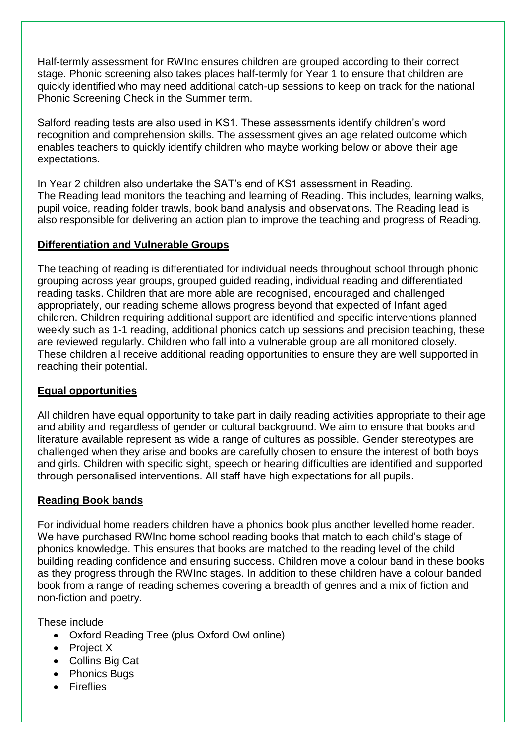Half-termly assessment for RWInc ensures children are grouped according to their correct stage. Phonic screening also takes places half-termly for Year 1 to ensure that children are quickly identified who may need additional catch-up sessions to keep on track for the national Phonic Screening Check in the Summer term.

Salford reading tests are also used in KS1. These assessments identify children's word recognition and comprehension skills. The assessment gives an age related outcome which enables teachers to quickly identify children who maybe working below or above their age expectations.

In Year 2 children also undertake the SAT's end of KS1 assessment in Reading.
The Reading lead monitors the teaching and learning of Reading. This includes, learning walks, pupil voice, reading folder trawls, book band analysis and observations. The Reading lead is also responsible for delivering an action plan to improve the teaching and progress of Reading.

## Differentiation and Vulnerable Groups

The teaching of reading is differentiated for individual needs throughout school through phonic grouping across year groups, grouped guided reading, individual reading and differentiated reading tasks. Children that are more able are recognised, encouraged and challenged appropriately, our reading scheme allows progress beyond that expected of Infant aged children. Children requiring additional support are identified and specific interventions planned weekly such as 1-1 reading, additional phonics catch up sessions and precision teaching, these are reviewed regularly. Children who fall into a vulnerable group are all monitored closely. These children all receive additional reading opportunities to ensure they are well supported in reaching their potential.

## Equal opportunities

All children have equal opportunity to take part in daily reading activities appropriate to their age and ability and regardless of gender or cultural background. We aim to ensure that books and literature available represent as wide a range of cultures as possible. Gender stereotypes are challenged when they arise and books are carefully chosen to ensure the interest of both boys and girls. Children with specific sight, speech or hearing difficulties are identified and supported through personalised interventions. All staff have high expectations for all pupils.

## Reading Book bands

For individual home readers children have a phonics book plus another levelled home reader. We have purchased RWInc home school reading books that match to each child's stage of phonics knowledge. This ensures that books are matched to the reading level of the child building reading confidence and ensuring success. Children move a colour band in these books as they progress through the RWInc stages. In addition to these children have a colour banded book from a range of reading schemes covering a breadth of genres and a mix of fiction and non-fiction and poetry.

These include

- Oxford Reading Tree (plus Oxford Owl online)
- Project X
- Collins Big Cat
- Phonics Bugs
- Fireflies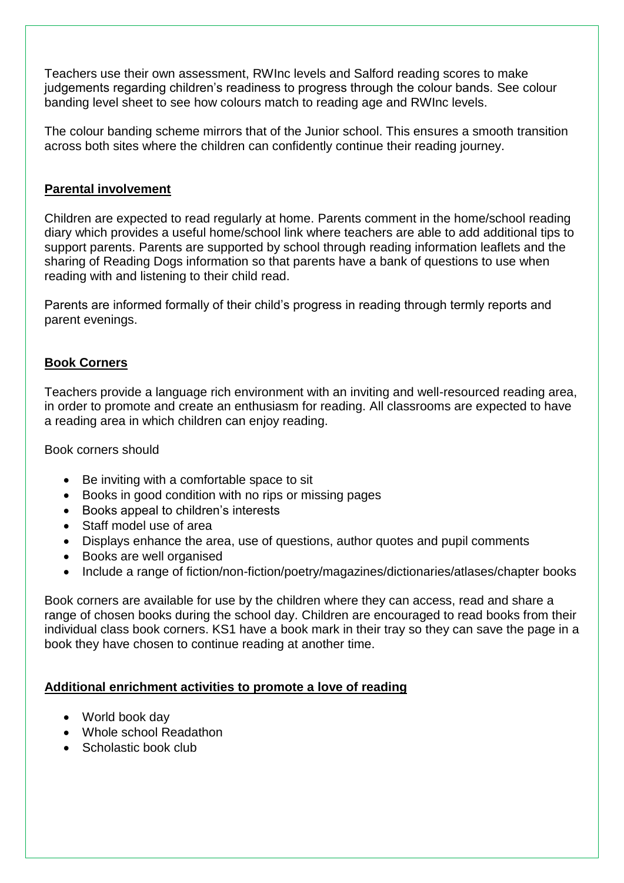Teachers use their own assessment, RWInc levels and Salford reading scores to make judgements regarding children's readiness to progress through the colour bands. See colour banding level sheet to see how colours match to reading age and RWInc levels.

The colour banding scheme mirrors that of the Junior school. This ensures a smooth transition across both sites where the children can confidently continue their reading journey.

## Parental involvement

Children are expected to read regularly at home. Parents comment in the home/school reading diary which provides a useful home/school link where teachers are able to add additional tips to support parents. Parents are supported by school through reading information leaflets and the sharing of Reading Dogs information so that parents have a bank of questions to use when reading with and listening to their child read.

Parents are informed formally of their child's progress in reading through termly reports and parent evenings.

## Book Corners

Teachers provide a language rich environment with an inviting and well-resourced reading area, in order to promote and create an enthusiasm for reading. All classrooms are expected to have a reading area in which children can enjoy reading.

Book corners should

- Be inviting with a comfortable space to sit
- Books in good condition with no rips or missing pages
- Books appeal to children's interests
- Staff model use of area
- Displays enhance the area, use of questions, author quotes and pupil comments
- Books are well organised
- Include a range of fiction/non-fiction/poetry/magazines/dictionaries/atlases/chapter books

Book corners are available for use by the children where they can access, read and share a range of chosen books during the school day. Children are encouraged to read books from their individual class book corners. KS1 have a book mark in their tray so they can save the page in a book they have chosen to continue reading at another time.

## Additional enrichment activities to promote a love of reading

- World book day
- Whole school Readathon
- Scholastic book club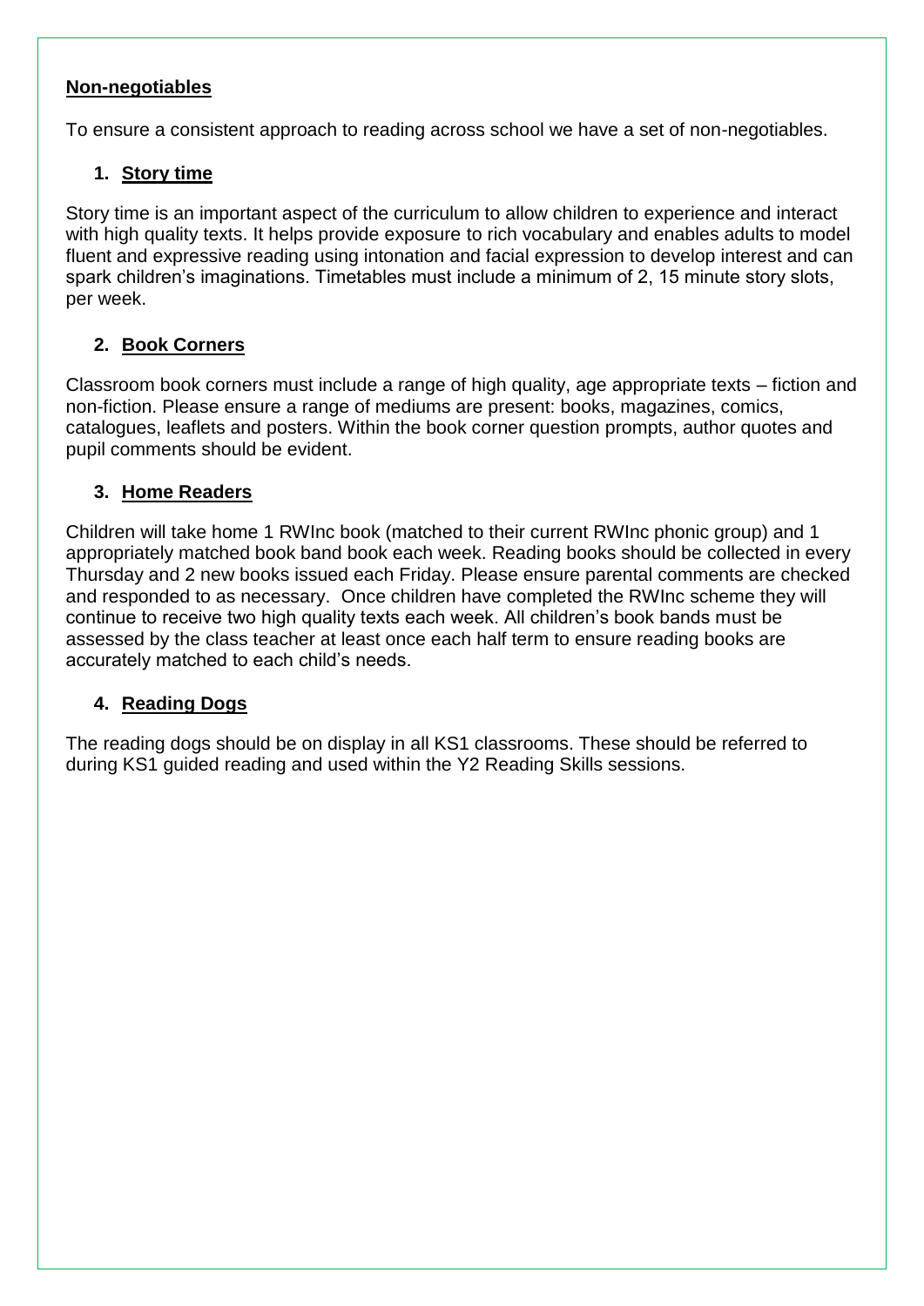## Non-negotiables

To ensure a consistent approach to reading across school we have a set of non-negotiables.

### 1. Story time

Story time is an important aspect of the curriculum to allow children to experience and interact with high quality texts. It helps provide exposure to rich vocabulary and enables adults to model fluent and expressive reading using intonation and facial expression to develop interest and can spark children's imaginations. Timetables must include a minimum of 2, 15 minute story slots, per week.

### 2. Book Corners

Classroom book corners must include a range of high quality, age appropriate texts – fiction and non-fiction. Please ensure a range of mediums are present: books, magazines, comics, catalogues, leaflets and posters. Within the book corner question prompts, author quotes and pupil comments should be evident.

### 3. Home Readers

Children will take home 1 RWInc book (matched to their current RWInc phonic group) and 1 appropriately matched book band book each week. Reading books should be collected in every Thursday and 2 new books issued each Friday. Please ensure parental comments are checked and responded to as necessary. Once children have completed the RWInc scheme they will continue to receive two high quality texts each week. All children's book bands must be assessed by the class teacher at least once each half term to ensure reading books are accurately matched to each child's needs.

### 4. Reading Dogs

The reading dogs should be on display in all KS1 classrooms. These should be referred to during KS1 guided reading and used within the Y2 Reading Skills sessions.